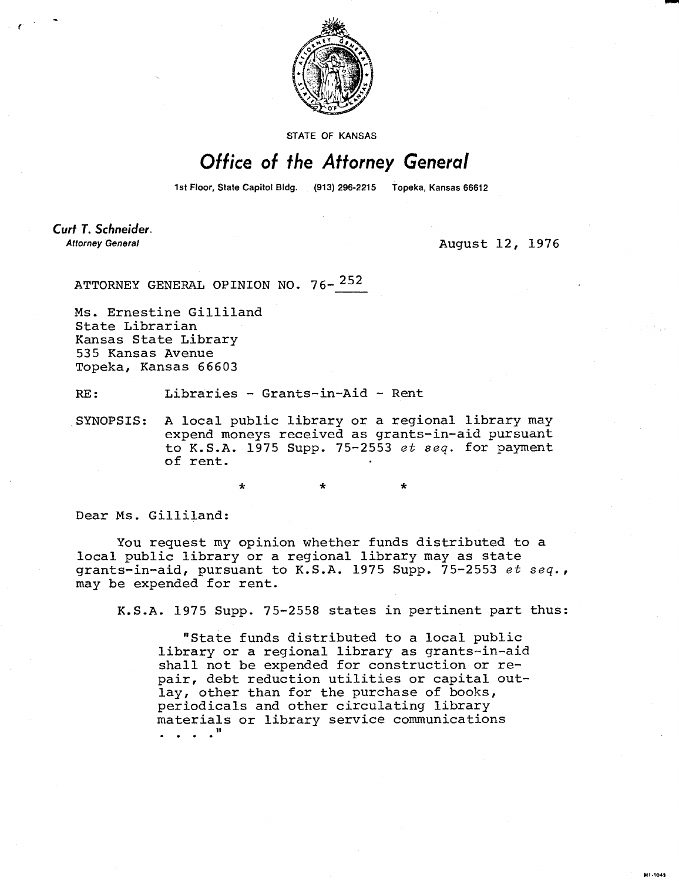STATE OF KANSAS

# Office of the Attorney General

1st Floor, State Capitol Bldg. (913) 296-2215 Topeka, Kansas 66612

**Curt T. Schneider**
*Attorney General*

August 12, 1976

ATTORNEY GENERAL OPINION NO. 76-252

Ms. Ernestine Gilliland
State Librarian
Kansas State Library
535 Kansas Avenue
Topeka, Kansas 66603

RE: Libraries - Grants-in-Aid - Rent

SYNOPSIS: A local public library or a regional library may expend moneys received as grants-in-aid pursuant to K.S.A. 1975 Supp. 75-2553 *et seq.* for payment of rent.

\* \* \*

Dear Ms. Gilliland:

You request my opinion whether funds distributed to a local public library or a regional library may as state grants-in-aid, pursuant to K.S.A. 1975 Supp. 75-2553 *et seq.*, may be expended for rent.

K.S.A. 1975 Supp. 75-2558 states in pertinent part thus:

> "State funds distributed to a local public library or a regional library as grants-in-aid shall not be expended for construction or repair, debt reduction utilities or capital outlay, other than for the purchase of books, periodicals and other circulating library materials or library service communications . . . ."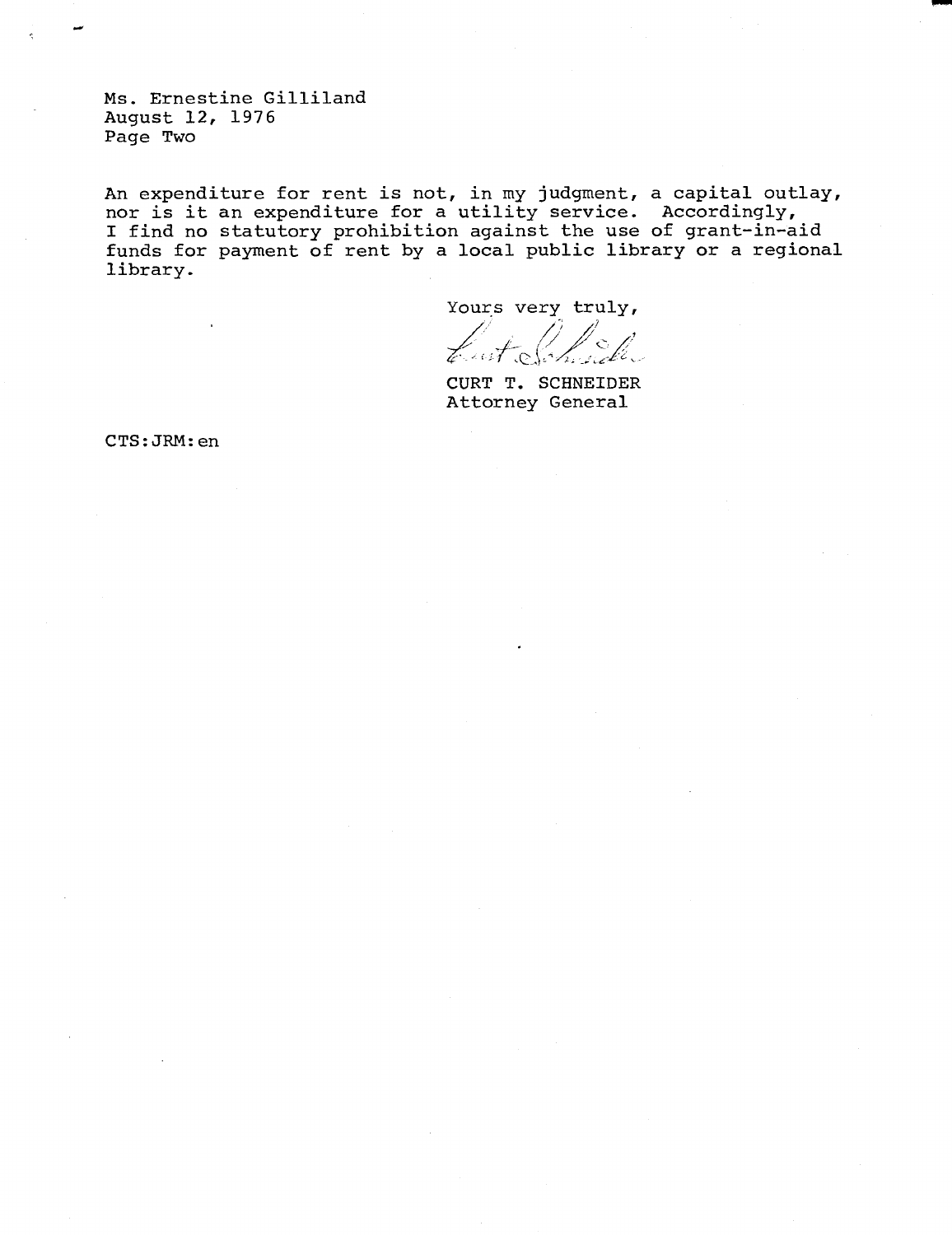Ms. Ernestine Gilliland
August 12, 1976
Page Two

An expenditure for rent is not, in my judgment, a capital outlay, nor is it an expenditure for a utility service. Accordingly, I find no statutory prohibition against the use of grant-in-aid funds for payment of rent by a local public library or a regional library.

Yours very truly,

CURT T. SCHNEIDER
Attorney General

CTS:JRM:en